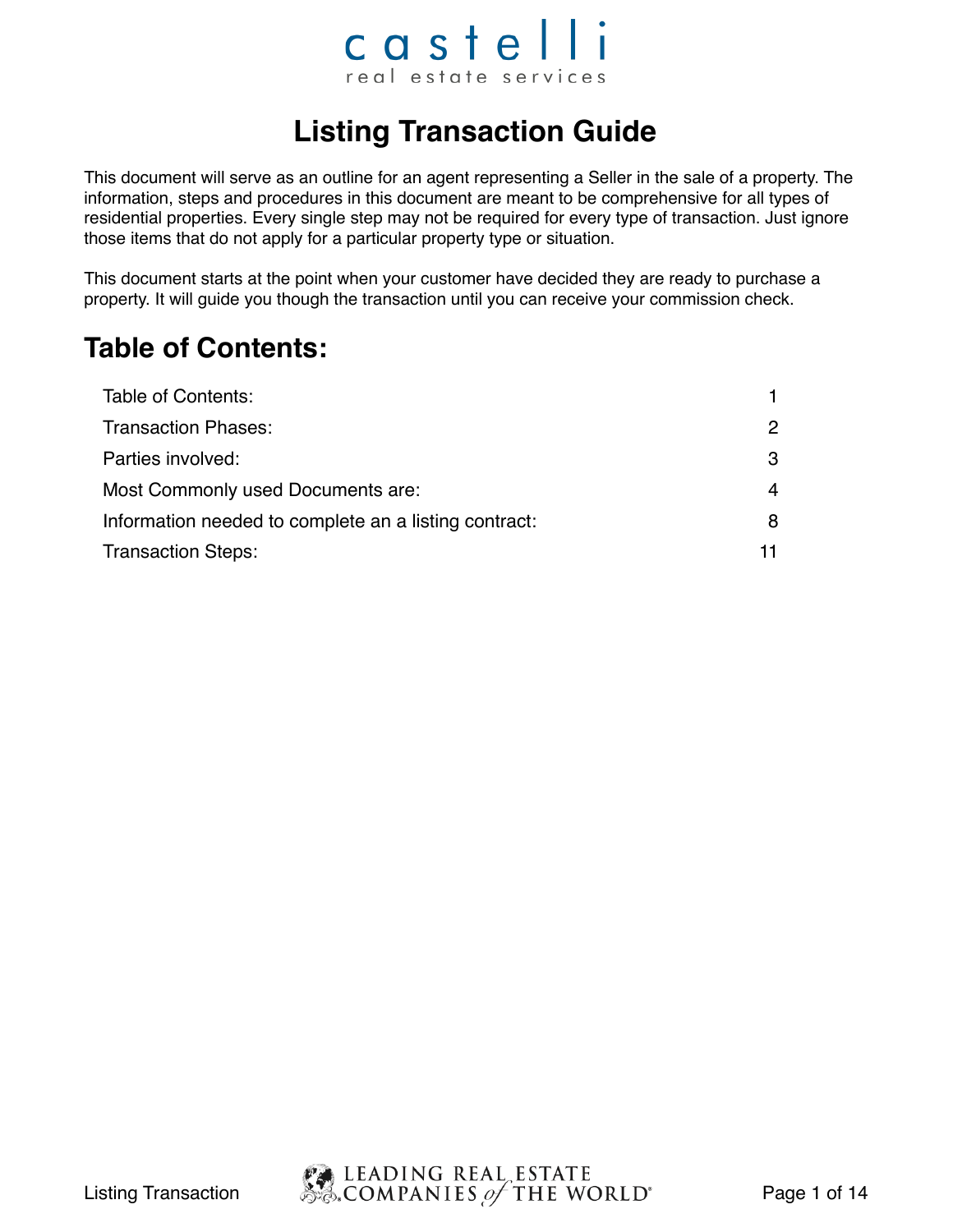castelli
real estate services

# Listing Transaction Guide

This document will serve as an outline for an agent representing a Seller in the sale of a property. The information, steps and procedures in this document are meant to be comprehensive for all types of residential properties. Every single step may not be required for every type of transaction. Just ignore those items that do not apply for a particular property type or situation.

This document starts at the point when your customer have decided they are ready to purchase a property. It will guide you though the transaction until you can receive your commission check.

## Table of Contents:

| | |
|---|---|
| Table of Contents: | 1 |
| Transaction Phases: | 2 |
| Parties involved: | 3 |
| Most Commonly used Documents are: | 4 |
| Information needed to complete an a listing contract: | 8 |
| Transaction Steps: | 11 |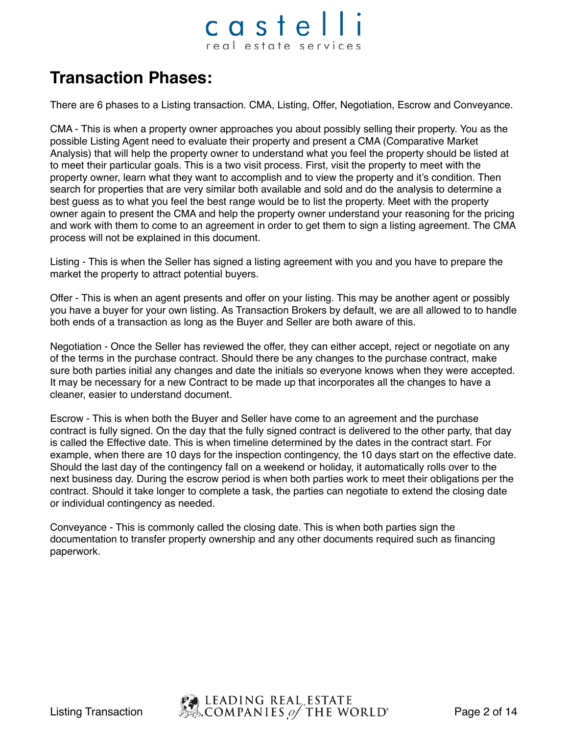# Transaction Phases:

There are 6 phases to a Listing transaction. CMA, Listing, Offer, Negotiation, Escrow and Conveyance.

CMA - This is when a property owner approaches you about possibly selling their property. You as the possible Listing Agent need to evaluate their property and present a CMA (Comparative Market Analysis) that will help the property owner to understand what you feel the property should be listed at to meet their particular goals. This is a two visit process. First, visit the property to meet with the property owner, learn what they want to accomplish and to view the property and it's condition. Then search for properties that are very similar both available and sold and do the analysis to determine a best guess as to what you feel the best range would be to list the property. Meet with the property owner again to present the CMA and help the property owner understand your reasoning for the pricing and work with them to come to an agreement in order to get them to sign a listing agreement. The CMA process will not be explained in this document.

Listing - This is when the Seller has signed a listing agreement with you and you have to prepare the market the property to attract potential buyers.

Offer - This is when an agent presents and offer on your listing. This may be another agent or possibly you have a buyer for your own listing. As Transaction Brokers by default, we are all allowed to to handle both ends of a transaction as long as the Buyer and Seller are both aware of this.

Negotiation - Once the Seller has reviewed the offer, they can either accept, reject or negotiate on any of the terms in the purchase contract. Should there be any changes to the purchase contract, make sure both parties initial any changes and date the initials so everyone knows when they were accepted. It may be necessary for a new Contract to be made up that incorporates all the changes to have a cleaner, easier to understand document.

Escrow - This is when both the Buyer and Seller have come to an agreement and the purchase contract is fully signed. On the day that the fully signed contract is delivered to the other party, that day is called the Effective date. This is when timeline determined by the dates in the contract start. For example, when there are 10 days for the inspection contingency, the 10 days start on the effective date. Should the last day of the contingency fall on a weekend or holiday, it automatically rolls over to the next business day. During the escrow period is when both parties work to meet their obligations per the contract. Should it take longer to complete a task, the parties can negotiate to extend the closing date or individual contingency as needed.

Conveyance - This is commonly called the closing date. This is when both parties sign the documentation to transfer property ownership and any other documents required such as financing paperwork.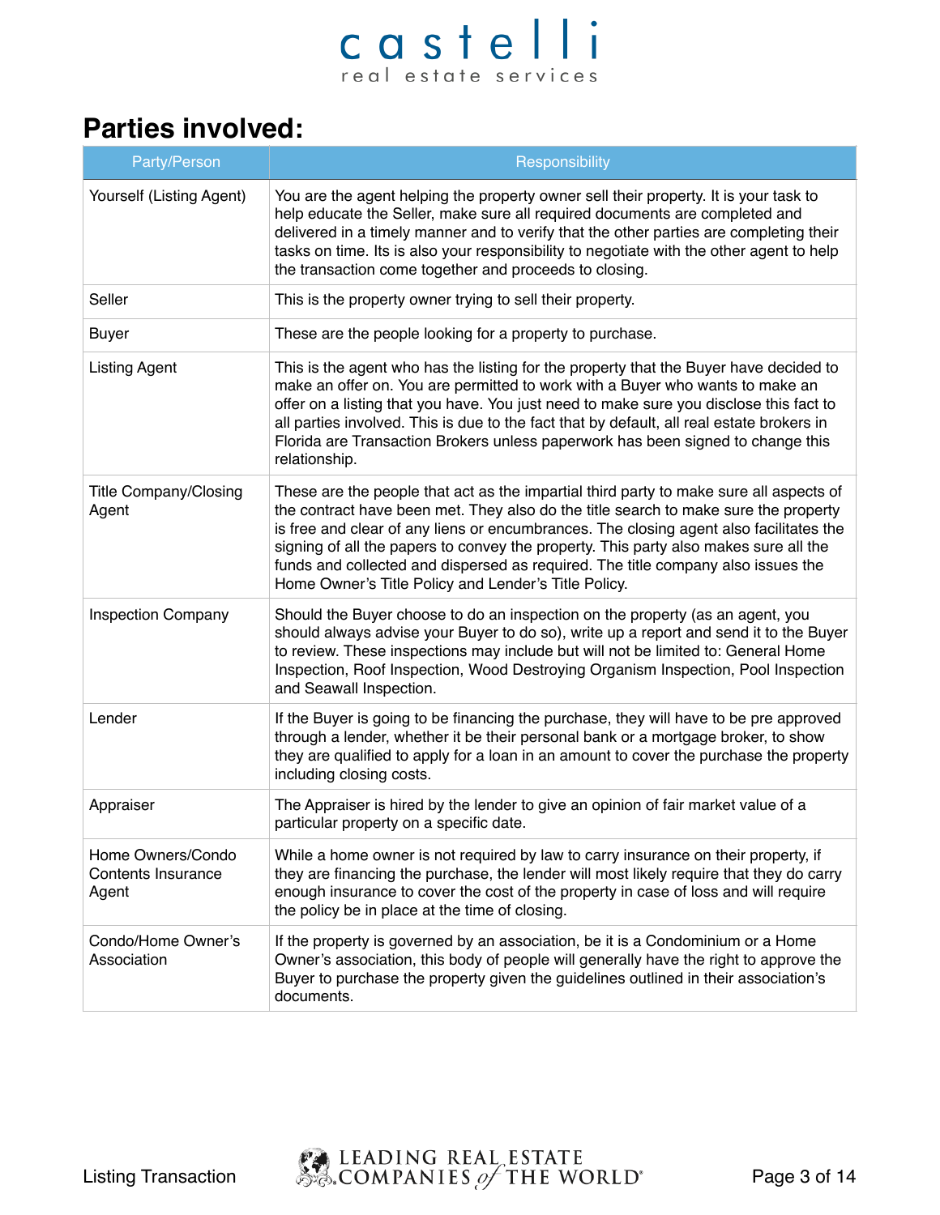## Parties involved:

| Party/Person | Responsibility |
|---|---|
| Yourself (Listing Agent) | You are the agent helping the property owner sell their property. It is your task to help educate the Seller, make sure all required documents are completed and delivered in a timely manner and to verify that the other parties are completing their tasks on time. Its is also your responsibility to negotiate with the other agent to help the transaction come together and proceeds to closing. |
| Seller | This is the property owner trying to sell their property. |
| Buyer | These are the people looking for a property to purchase. |
| Listing Agent | This is the agent who has the listing for the property that the Buyer have decided to make an offer on. You are permitted to work with a Buyer who wants to make an offer on a listing that you have. You just need to make sure you disclose this fact to all parties involved. This is due to the fact that by default, all real estate brokers in Florida are Transaction Brokers unless paperwork has been signed to change this relationship. |
| Title Company/Closing Agent | These are the people that act as the impartial third party to make sure all aspects of the contract have been met. They also do the title search to make sure the property is free and clear of any liens or encumbrances. The closing agent also facilitates the signing of all the papers to convey the property. This party also makes sure all the funds and collected and dispersed as required. The title company also issues the Home Owner's Title Policy and Lender's Title Policy. |
| Inspection Company | Should the Buyer choose to do an inspection on the property (as an agent, you should always advise your Buyer to do so), write up a report and send it to the Buyer to review. These inspections may include but will not be limited to: General Home Inspection, Roof Inspection, Wood Destroying Organism Inspection, Pool Inspection and Seawall Inspection. |
| Lender | If the Buyer is going to be financing the purchase, they will have to be pre approved through a lender, whether it be their personal bank or a mortgage broker, to show they are qualified to apply for a loan in an amount to cover the purchase the property including closing costs. |
| Appraiser | The Appraiser is hired by the lender to give an opinion of fair market value of a particular property on a specific date. |
| Home Owners/Condo Contents Insurance Agent | While a home owner is not required by law to carry insurance on their property, if they are financing the purchase, the lender will most likely require that they do carry enough insurance to cover the cost of the property in case of loss and will require the policy be in place at the time of closing. |
| Condo/Home Owner's Association | If the property is governed by an association, be it is a Condominium or a Home Owner's association, this body of people will generally have the right to approve the Buyer to purchase the property given the guidelines outlined in their association's documents. |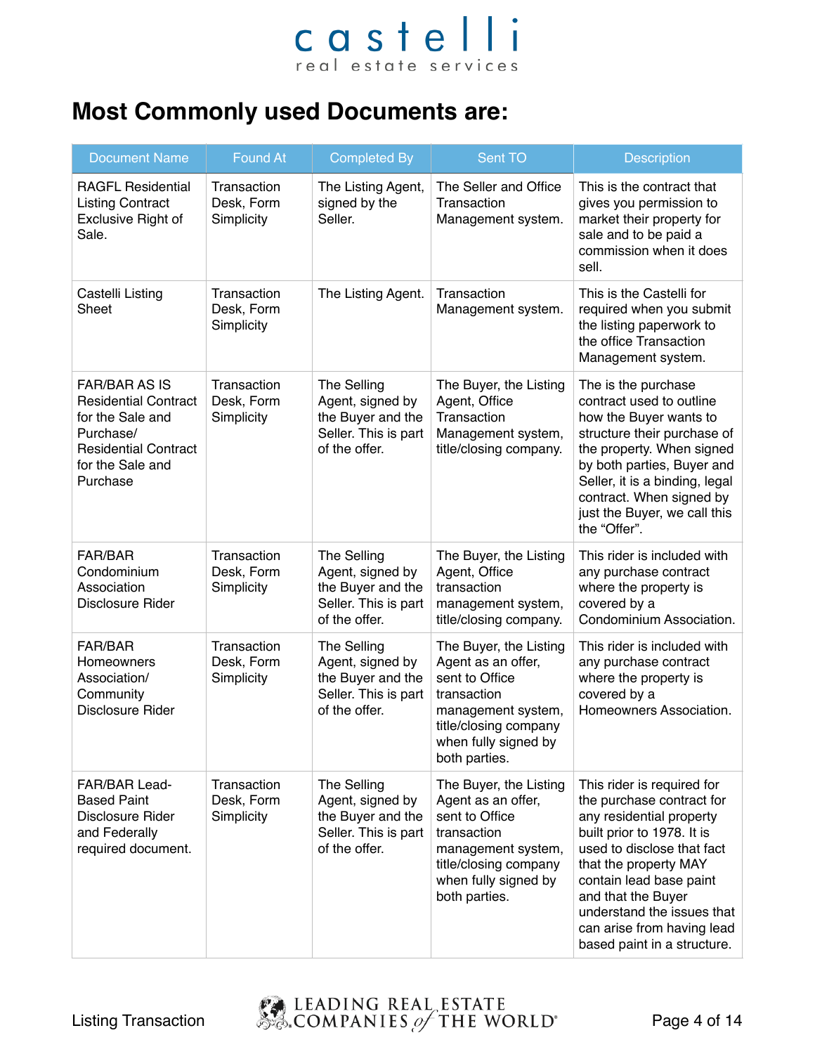# Most Commonly used Documents are:

| Document Name | Found At | Completed By | Sent TO | Description |
|---|---|---|---|---|
| RAGFL Residential Listing Contract Exclusive Right of Sale. | Transaction Desk, Form Simplicity | The Listing Agent, signed by the Seller. | The Seller and Office Transaction Management system. | This is the contract that gives you permission to market their property for sale and to be paid a commission when it does sell. |
| Castelli Listing Sheet | Transaction Desk, Form Simplicity | The Listing Agent. | Transaction Management system. | This is the Castelli for required when you submit the listing paperwork to the office Transaction Management system. |
| FAR/BAR AS IS Residential Contract for the Sale and Purchase/ Residential Contract for the Sale and Purchase | Transaction Desk, Form Simplicity | The Selling Agent, signed by the Seller. This is part of the offer. | The Buyer, the Listing Agent, Office Transaction Management system, title/closing company. | The is the purchase contract used to outline how the Buyer wants to structure their purchase of the property. When signed by both parties, Buyer and Seller, it is a binding, legal contract. When signed by just the Buyer, we call this the "Offer". |
| FAR/BAR Condominium Association Disclosure Rider | Transaction Desk, Form Simplicity | The Selling Agent, signed by the Buyer and the Seller. This is part of the offer. | The Buyer, the Listing Agent, Office transaction management system, title/closing company. | This rider is included with any purchase contract where the property is covered by a Condominium Association. |
| FAR/BAR Homeowners Association/ Community Disclosure Rider | Transaction Desk, Form Simplicity | The Selling Agent, signed by the Buyer and the Seller. This is part of the offer. | The Buyer, the Listing Agent as an offer, sent to Office transaction management system, title/closing company when fully signed by both parties. | This rider is included with any purchase contract where the property is covered by a Homeowners Association. |
| FAR/BAR Lead-Based Paint Disclosure Rider and Federally required document. | Transaction Desk, Form Simplicity | The Selling Agent, signed by the Buyer and the Seller. This is part of the offer. | The Buyer, the Listing Agent as an offer, sent to Office transaction management system, title/closing company when fully signed by both parties. | This rider is required for the purchase contract for any residential property built prior to 1978. It is used to disclose that fact that the property MAY contain lead base paint and that the Buyer understand the issues that can arise from having lead based paint in a structure. |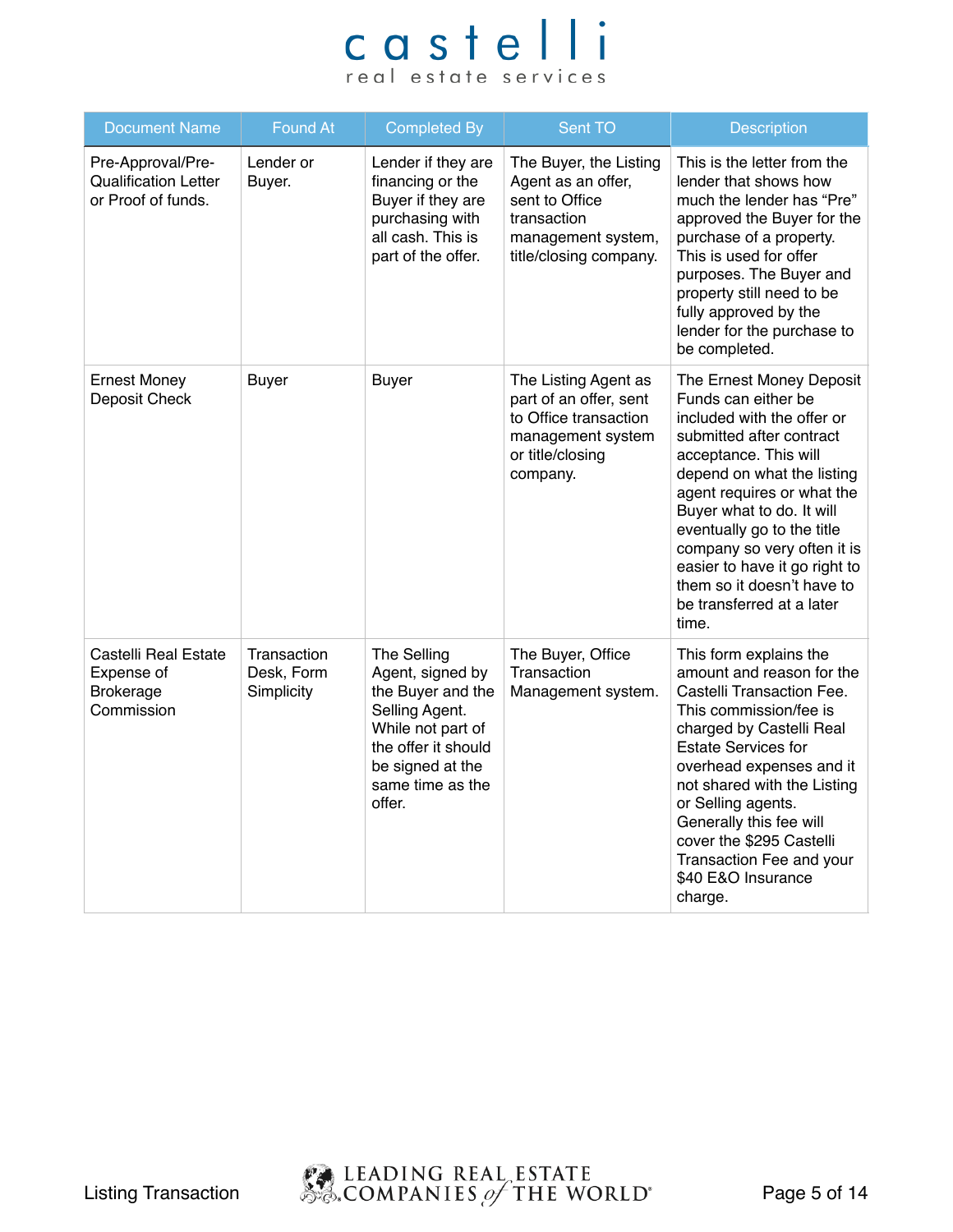| Document Name | Found At | Completed By | Sent TO | Description |
|---|---|---|---|---|
| Pre-Approval/Pre-Qualification Letter or Proof of funds. | Lender or Buyer. | Lender if they are financing or the Buyer if they are purchasing with all cash. This is part of the offer. | The Buyer, the Listing Agent as an offer, sent to Office transaction management system, title/closing company. | This is the letter from the lender that shows how much the lender has "Pre" approved the Buyer for the purchase of a property. This is used for offer purposes. The Buyer and property still need to be fully approved by the lender for the purchase to be completed. |
| Ernest Money Deposit Check | Buyer | Buyer | The Listing Agent as part of an offer, sent to Office transaction management system or title/closing company. | The Ernest Money Deposit Funds can either be included with the offer or submitted after contract acceptance. This will depend on what the listing agent requires or what the Buyer what to do. It will eventually go to the title company so very often it is easier to have it go right to them so it doesn't have to be transferred at a later time. |
| Castelli Real Estate Expense of Brokerage Commission | Transaction Desk, Form Simplicity | The Selling Agent, signed by the Buyer and the Selling Agent. While not part of the offer it should be signed at the same time as the offer. | The Buyer, Office Transaction Management system. | This form explains the amount and reason for the Castelli Transaction Fee. This commission/fee is charged by Castelli Real Estate Services for overhead expenses and it not shared with the Listing or Selling agents. Generally this fee will cover the $295 Castelli Transaction Fee and your $40 E&O Insurance charge. |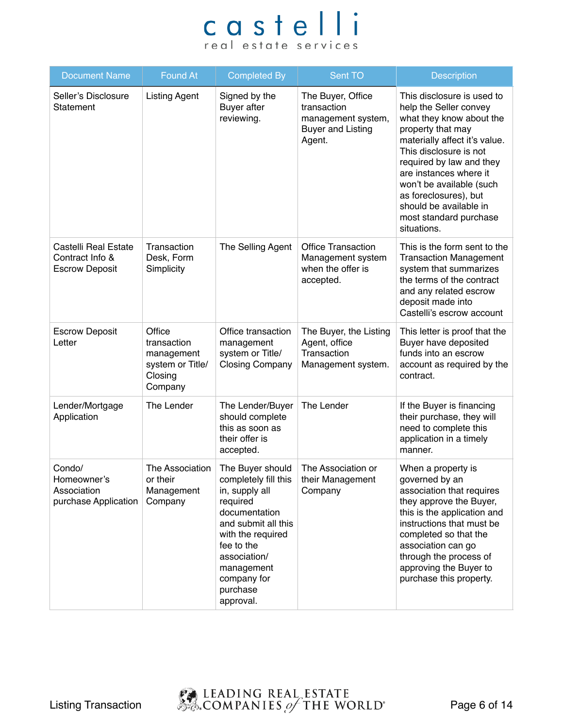| Document Name | Found At | Completed By | Sent TO | Description |
|---|---|---|---|---|
| Seller's Disclosure Statement | Listing Agent | Signed by the Buyer after reviewing. | The Buyer, Office transaction management system, Buyer and Listing Agent. | This disclosure is used to help the Seller convey what they know about the property that may materially affect it's value. This disclosure is not required by law and they are instances where it won't be available (such as foreclosures), but should be available in most standard purchase situations. |
| Castelli Real Estate Contract Info & Escrow Deposit | Transaction Desk, Form Simplicity | The Selling Agent | Office Transaction Management system when the offer is accepted. | This is the form sent to the Transaction Management system that summarizes the terms of the contract and any related escrow deposit made into Castelli's escrow account |
| Escrow Deposit Letter | Office transaction management system or Title/ Closing Company | Office transaction management system or Title/ Closing Company | The Buyer, the Listing Agent, office Transaction Management system. | This letter is proof that the Buyer have deposited funds into an escrow account as required by the contract. |
| Lender/Mortgage Application | The Lender | The Lender/Buyer should complete this as soon as their offer is accepted. | The Lender | If the Buyer is financing their purchase, they will need to complete this application in a timely manner. |
| Condo/ Homeowner's Association purchase Application | The Association or their Management Company | The Buyer should completely fill this in, supply all required documentation and submit all this with the required fee to the association/ management company for purchase approval. | The Association or their Management Company | When a property is governed by an association that requires they approve the Buyer, this is the application and instructions that must be completed so that the association can go through the process of approving the Buyer to purchase this property. |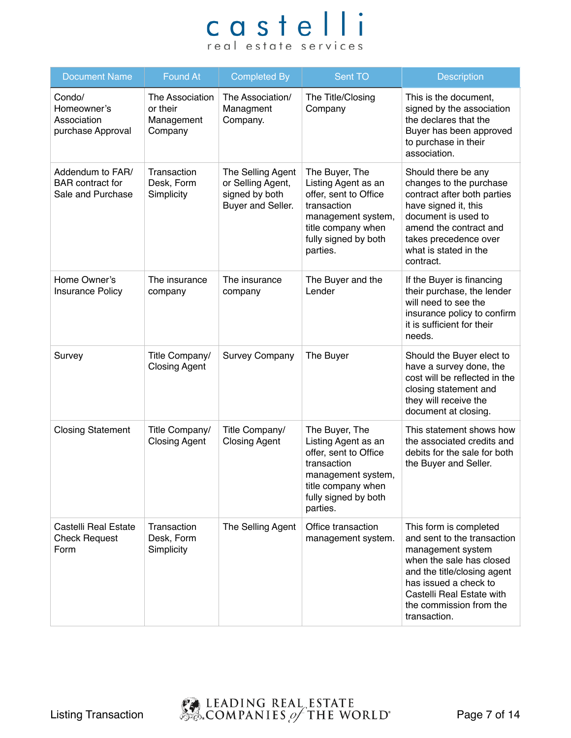| Document Name | Found At | Completed By | Sent TO | Description |
|---|---|---|---|---|
| Condo/ Homeowner's Association purchase Approval | The Association or their Management Company | The Association/ Managment Company. | The Title/Closing Company | This is the document, signed by the association the declares that the Buyer has been approved to purchase in their association. |
| Addendum to FAR/ BAR contract for Sale and Purchase | Transaction Desk, Form Simplicity | The Selling Agent or Selling Agent, signed by both Buyer and Seller. | The Buyer, The Listing Agent as an offer, sent to Office transaction management system, title company when fully signed by both parties. | Should there be any changes to the purchase contract after both parties have signed it, this document is used to amend the contract and takes precedence over what is stated in the contract. |
| Home Owner's Insurance Policy | The insurance company | The insurance company | The Buyer and the Lender | If the Buyer is financing their purchase, the lender will need to see the insurance policy to confirm it is sufficient for their needs. |
| Survey | Title Company/ Closing Agent | Survey Company | The Buyer | Should the Buyer elect to have a survey done, the cost will be reflected in the closing statement and they will receive the document at closing. |
| Closing Statement | Title Company/ Closing Agent | Title Company/ Closing Agent | The Buyer, The Listing Agent as an offer, sent to Office transaction management system, title company when fully signed by both parties. | This statement shows how the associated credits and debits for the sale for both the Buyer and Seller. |
| Castelli Real Estate Check Request Form | Transaction Desk, Form Simplicity | The Selling Agent | Office transaction management system. | This form is completed and sent to the transaction management system when the sale has closed and the title/closing agent has issued a check to Castelli Real Estate with the commission from the transaction. |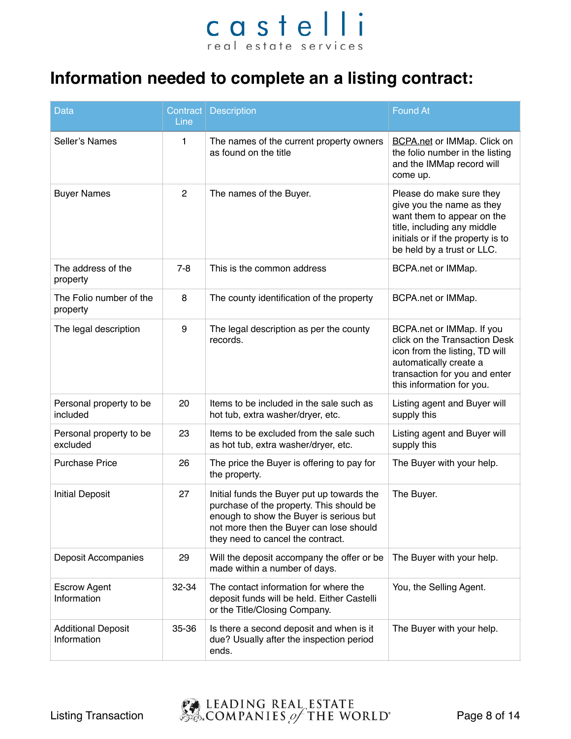# Information needed to complete an a listing contract:

| Data | Contract Line | Description | Found At |
|---|---|---|---|
| Seller's Names | 1 | The names of the current property owners as found on the title | BCPA.net or IMMap. Click on the folio number in the listing and the IMMap record will come up. |
| Buyer Names | 2 | The names of the Buyer. | Please do make sure they give you the name as they want them to appear on the title, including any middle initials or if the property is to be held by a trust or LLC. |
| The address of the property | 7-8 | This is the common address | BCPA.net or IMMap. |
| The Folio number of the property | 8 | The county identification of the property | BCPA.net or IMMap. |
| The legal description | 9 | The legal description as per the county records. | BCPA.net or IMMap. If you click on the Transaction Desk icon from the listing, TD will automatically create a transaction for you and enter this information for you. |
| Personal property to be included | 20 | Items to be included in the sale such as hot tub, extra washer/dryer, etc. | Listing agent and Buyer will supply this |
| Personal property to be excluded | 23 | Items to be excluded from the sale such as hot tub, extra washer/dryer, etc. | Listing agent and Buyer will supply this |
| Purchase Price | 26 | The price the Buyer is offering to pay for the property. | The Buyer with your help. |
| Initial Deposit | 27 | Initial funds the Buyer put up towards the purchase of the property. This should be enough to show the Buyer is serious but not more then the Buyer can lose should they need to cancel the contract. | The Buyer. |
| Deposit Accompanies | 29 | Will the deposit accompany the offer or be made within a number of days. | The Buyer with your help. |
| Escrow Agent Information | 32-34 | The contact information for where the deposit funds will be held. Either Castelli or the Title/Closing Company. | You, the Selling Agent. |
| Additional Deposit Information | 35-36 | Is there a second deposit and when is it due? Usually after the inspection period ends. | The Buyer with your help. |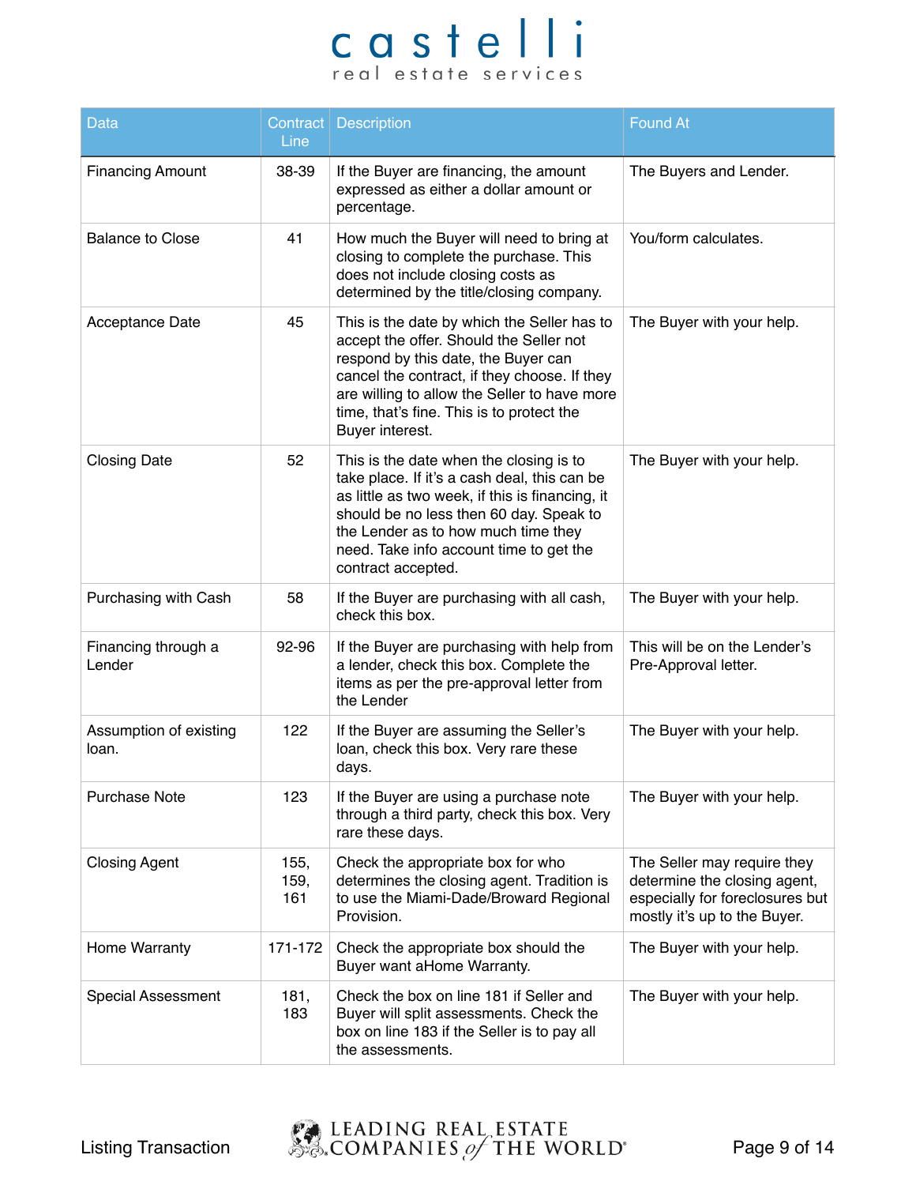| Data | Contract Line | Description | Found At |
|---|---|---|---|
| Financing Amount | 38-39 | If the Buyer are financing, the amount expressed as either a dollar amount or percentage. | The Buyers and Lender. |
| Balance to Close | 41 | How much the Buyer will need to bring at closing to complete the purchase. This does not include closing costs as determined by the title/closing company. | You/form calculates. |
| Acceptance Date | 45 | This is the date by which the Seller has to accept the offer. Should the Seller not respond by this date, the Buyer can cancel the contract, if they choose. If they are willing to allow the Seller to have more time, that's fine. This is to protect the Buyer interest. | The Buyer with your help. |
| Closing Date | 52 | This is the date when the closing is to take place. If it's a cash deal, this can be as little as two week, if this is financing, it should be no less then 60 day. Speak to the Lender as to how much time they need. Take info account time to get the contract accepted. | The Buyer with your help. |
| Purchasing with Cash | 58 | If the Buyer are purchasing with all cash, check this box. | The Buyer with your help. |
| Financing through a Lender | 92-96 | If the Buyer are purchasing with help from a lender, check this box. Complete the items as per the pre-approval letter from the Lender | This will be on the Lender's Pre-Approval letter. |
| Assumption of existing loan. | 122 | If the Buyer are assuming the Seller's loan, check this box. Very rare these days. | The Buyer with your help. |
| Purchase Note | 123 | If the Buyer are using a purchase note through a third party, check this box. Very rare these days. | The Buyer with your help. |
| Closing Agent | 155, 159, 161 | Check the appropriate box for who determines the closing agent. Tradition is to use the Miami-Dade/Broward Regional Provision. | The Seller may require they determine the closing agent, especially for foreclosures but mostly it's up to the Buyer. |
| Home Warranty | 171-172 | Check the appropriate box should the Buyer want aHome Warranty. | The Buyer with your help. |
| Special Assessment | 181, 183 | Check the box on line 181 if Seller and Buyer will split assessments. Check the box on line 183 if the Seller is to pay all the assessments. | The Buyer with your help. |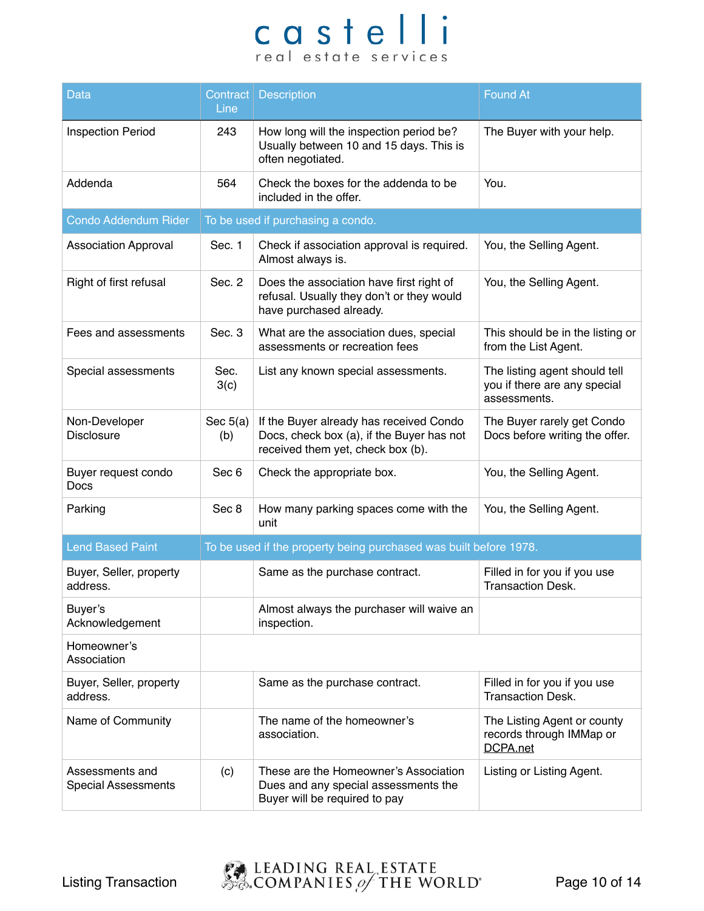| Data | Contract Line | Description | Found At |
|---|---|---|---|
| Inspection Period | 243 | How long will the inspection period be? Usually between 10 and 15 days. This is often negotiated. | The Buyer with your help. |
| Addenda | 564 | Check the boxes for the addenda to be included in the offer. | You. |
| Condo Addendum Rider | To be used if purchasing a condo. | | |
| Association Approval | Sec. 1 | Check if association approval is required. Almost always is. | You, the Selling Agent. |
| Right of first refusal | Sec. 2 | Does the association have first right of refusal. Usually they don't or they would have purchased already. | You, the Selling Agent. |
| Fees and assessments | Sec. 3 | What are the association dues, special assessments or recreation fees | This should be in the listing or from the List Agent. |
| Special assessments | Sec. 3(c) | List any known special assessments. | The listing agent should tell you if there are any special assessments. |
| Non-Developer Disclosure | Sec 5(a)(b) | If the Buyer already has received Condo Docs, check box (a), if the Buyer has not received them yet, check box (b). | The Buyer rarely get Condo Docs before writing the offer. |
| Buyer request condo Docs | Sec 6 | Check the appropriate box. | You, the Selling Agent. |
| Parking | Sec 8 | How many parking spaces come with the unit | You, the Selling Agent. |
| Lend Based Paint | To be used if the property being purchased was built before 1978. | | |
| Buyer, Seller, property address. | | Same as the purchase contract. | Filled in for you if you use Transaction Desk. |
| Buyer's Acknowledgement | | Almost always the purchaser will waive an inspection. | |
| Homeowner's Association | | | |
| Buyer, Seller, property address. | | Same as the purchase contract. | Filled in for you if you use Transaction Desk. |
| Name of Community | | The name of the homeowner's association. | The Listing Agent or county records through IMMap or DCPA.net |
| Assessments and Special Assessments | (c) | These are the Homeowner's Association Dues and any special assessments the Buyer will be required to pay | Listing or Listing Agent. |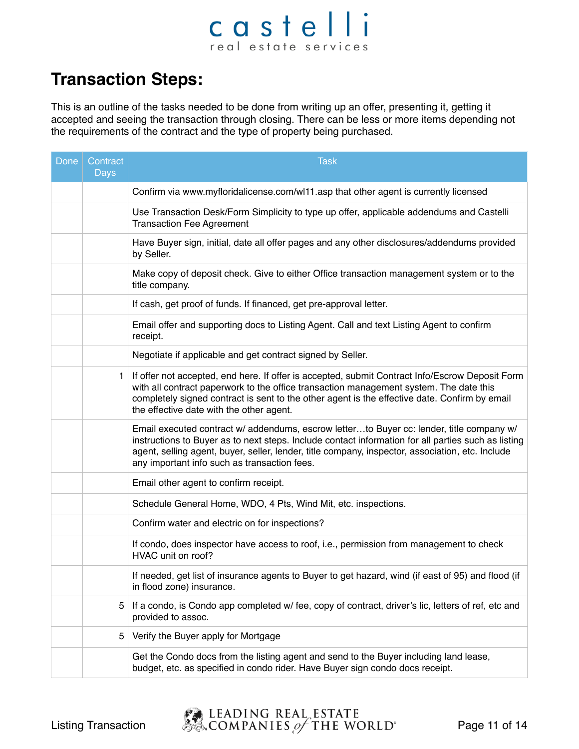## Transaction Steps:

This is an outline of the tasks needed to be done from writing up an offer, presenting it, getting it accepted and seeing the transaction through closing. There can be less or more items depending not the requirements of the contract and the type of property being purchased.

| Done | Contract Days | Task |
|---|---|---|
| | | Confirm via www.myfloridalicense.com/wl11.asp that other agent is currently licensed |
| | | Use Transaction Desk/Form Simplicity to type up offer, applicable addendums and Castelli Transaction Fee Agreement |
| | | Have Buyer sign, initial, date all offer pages and any other disclosures/addendums provided by Seller. |
| | | Make copy of deposit check. Give to either Office transaction management system or to the title company. |
| | | If cash, get proof of funds. If financed, get pre-approval letter. |
| | | Email offer and supporting docs to Listing Agent. Call and text Listing Agent to confirm receipt. |
| | | Negotiate if applicable and get contract signed by Seller. |
| | 1 | If offer not accepted, end here. If offer is accepted, submit Contract Info/Escrow Deposit Form with all contract paperwork to the office transaction management system. The date this completely signed contract is sent to the other agent is the effective date. Confirm by email the effective date with the other agent. |
| | | Email executed contract w/ addendums, escrow letter…to Buyer cc: lender, title company w/ instructions to Buyer as to next steps. Include contact information for all parties such as listing agent, selling agent, buyer, seller, lender, title company, inspector, association, etc. Include any important info such as transaction fees. |
| | | Email other agent to confirm receipt. |
| | | Schedule General Home, WDO, 4 Pts, Wind Mit, etc. inspections. |
| | | Confirm water and electric on for inspections? |
| | | If condo, does inspector have access to roof, i.e., permission from management to check HVAC unit on roof? |
| | | If needed, get list of insurance agents to Buyer to get hazard, wind (if east of 95) and flood (if in flood zone) insurance. |
| | 5 | If a condo, is Condo app completed w/ fee, copy of contract, driver's lic, letters of ref, etc and provided to assoc. |
| | 5 | Verify the Buyer apply for Mortgage |
| | | Get the Condo docs from the listing agent and send to the Buyer including land lease, budget, etc. as specified in condo rider. Have Buyer sign condo docs receipt. |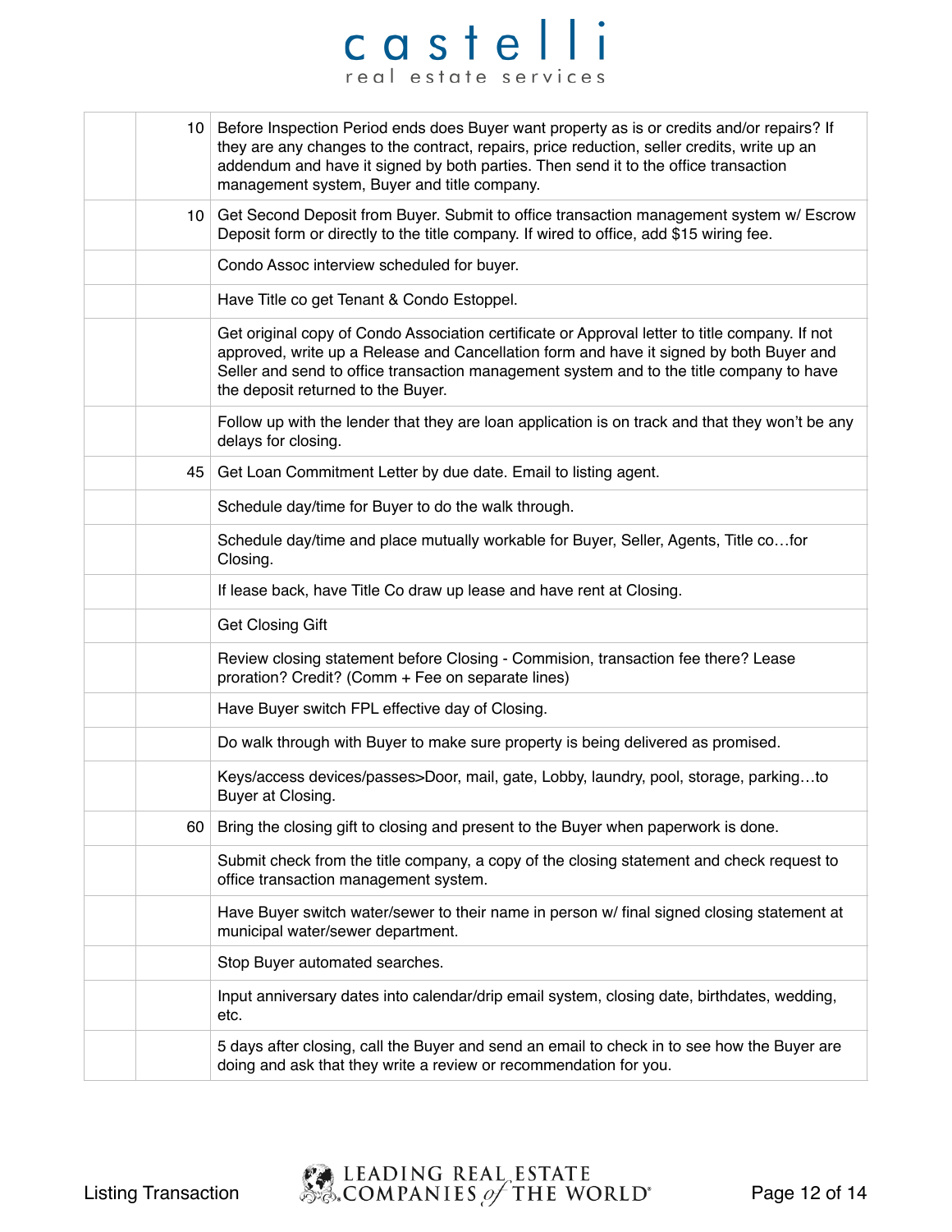| | | |
|---|---|---|
| | 10 | Before Inspection Period ends does Buyer want property as is or credits and/or repairs? If they are any changes to the contract, repairs, price reduction, seller credits, write up an addendum and have it signed by both parties. Then send it to the office transaction management system, Buyer and title company. |
| | 10 | Get Second Deposit from Buyer. Submit to office transaction management system w/ Escrow Deposit form or directly to the title company. If wired to office, add $15 wiring fee. |
| | | Condo Assoc interview scheduled for buyer. |
| | | Have Title co get Tenant & Condo Estoppel. |
| | | Get original copy of Condo Association certificate or Approval letter to title company. If not approved, write up a Release and Cancellation form and have it signed by both Buyer and Seller and send to office transaction management system and to the title company to have the deposit returned to the Buyer. |
| | | Follow up with the lender that they are loan application is on track and that they won't be any delays for closing. |
| | 45 | Get Loan Commitment Letter by due date. Email to listing agent. |
| | | Schedule day/time for Buyer to do the walk through. |
| | | Schedule day/time and place mutually workable for Buyer, Seller, Agents, Title co…for Closing. |
| | | If lease back, have Title Co draw up lease and have rent at Closing. |
| | | Get Closing Gift |
| | | Review closing statement before Closing - Commision, transaction fee there? Lease proration? Credit? (Comm + Fee on separate lines) |
| | | Have Buyer switch FPL effective day of Closing. |
| | | Do walk through with Buyer to make sure property is being delivered as promised. |
| | | Keys/access devices/passes>Door, mail, gate, Lobby, laundry, pool, storage, parking…to Buyer at Closing. |
| | 60 | Bring the closing gift to closing and present to the Buyer when paperwork is done. |
| | | Submit check from the title company, a copy of the closing statement and check request to office transaction management system. |
| | | Have Buyer switch water/sewer to their name in person w/ final signed closing statement at municipal water/sewer department. |
| | | Stop Buyer automated searches. |
| | | Input anniversary dates into calendar/drip email system, closing date, birthdates, wedding, etc. |
| | | 5 days after closing, call the Buyer and send an email to check in to see how the Buyer are doing and ask that they write a review or recommendation for you. |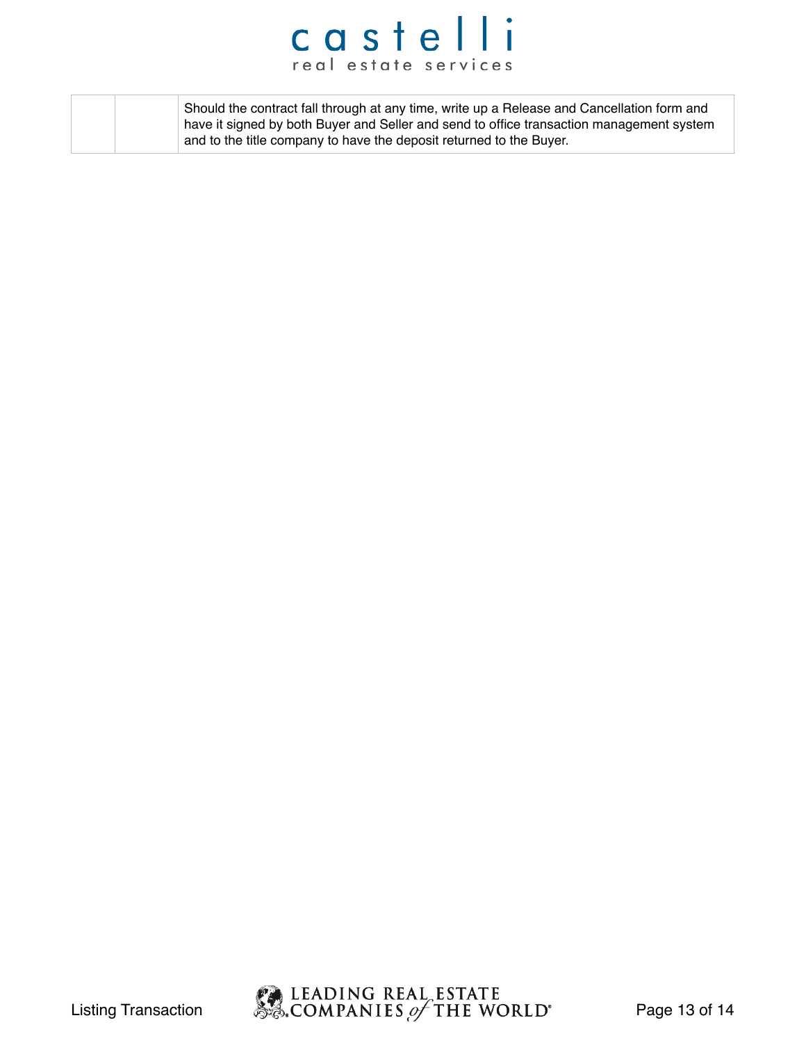| | | |
|---|---|---|
| | | Should the contract fall through at any time, write up a Release and Cancellation form and have it signed by both Buyer and Seller and send to office transaction management system and to the title company to have the deposit returned to the Buyer. |